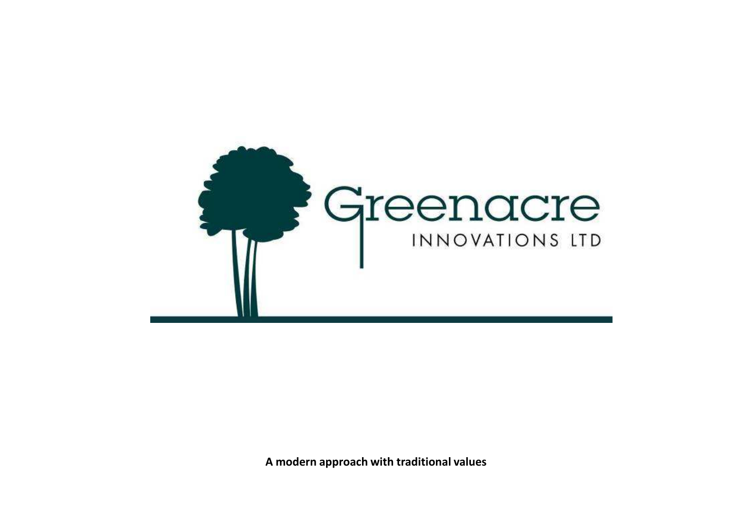# Greenacre

INNOVATIONS LTD

**A modern approach with traditional values**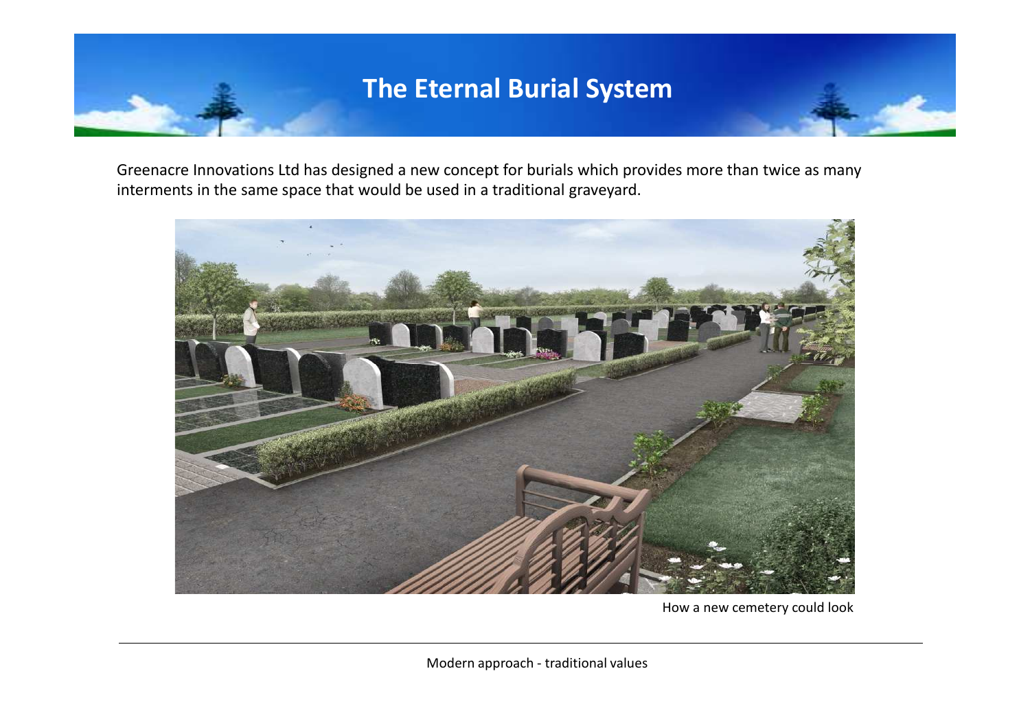# The Eternal Burial System

Greenacre Innovations Ltd has designed a new concept for burials which provides more than twice as many interments in the same space that would be used in a traditional graveyard.

How a new cemetery could look

Modern approach - traditional values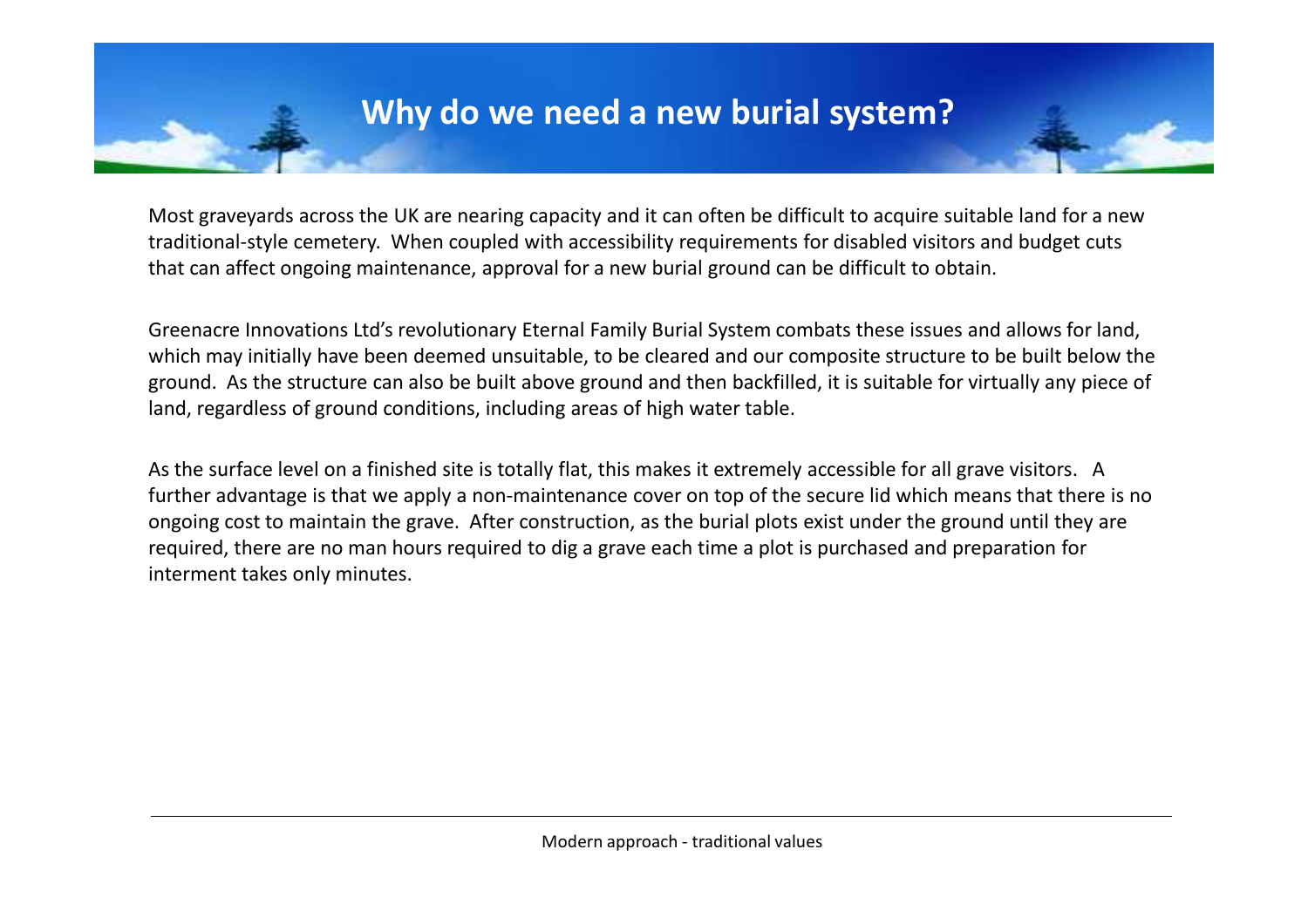# Why do we need a new burial system?

Most graveyards across the UK are nearing capacity and it can often be difficult to acquire suitable land for a new traditional-style cemetery. When coupled with accessibility requirements for disabled visitors and budget cuts that can affect ongoing maintenance, approval for a new burial ground can be difficult to obtain.

Greenacre Innovations Ltd's revolutionary Eternal Family Burial System combats these issues and allows for land, which may initially have been deemed unsuitable, to be cleared and our composite structure to be built below the ground. As the structure can also be built above ground and then backfilled, it is suitable for virtually any piece of land, regardless of ground conditions, including areas of high water table.

As the surface level on a finished site is totally flat, this makes it extremely accessible for all grave visitors. A further advantage is that we apply a non-maintenance cover on top of the secure lid which means that there is no ongoing cost to maintain the grave. After construction, as the burial plots exist under the ground until they are required, there are no man hours required to dig a grave each time a plot is purchased and preparation for interment takes only minutes.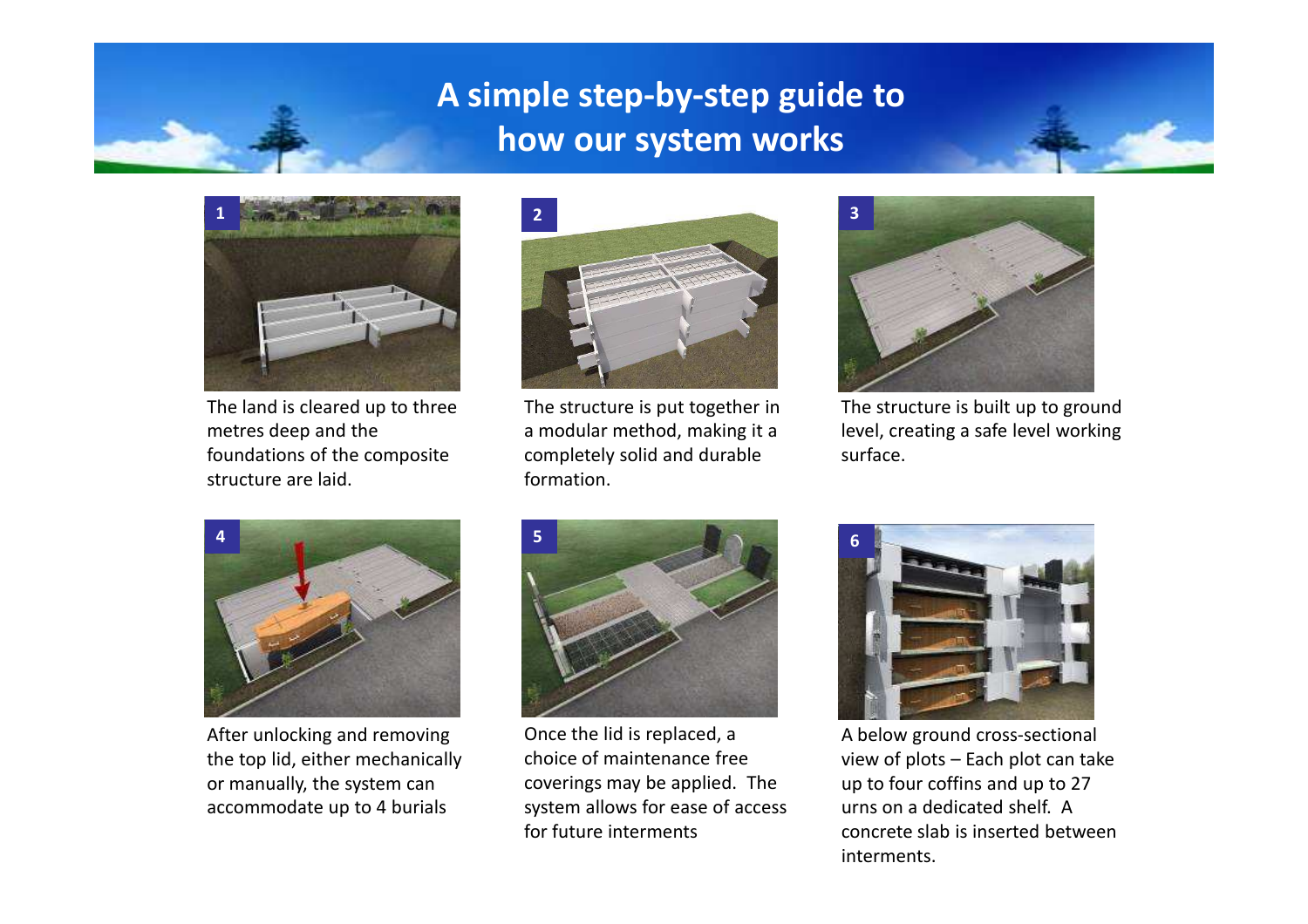# A simple step-by-step guide to how our system works

**1**

The land is cleared up to three metres deep and the foundations of the composite structure are laid.

**2**

The structure is put together in a modular method, making it a completely solid and durable formation.

**3**

The structure is built up to ground level, creating a safe level working surface.

**4**

After unlocking and removing the top lid, either mechanically or manually, the system can accommodate up to 4 burials

**5**

Once the lid is replaced, a choice of maintenance free coverings may be applied. The system allows for ease of access for future interments

**6**

A below ground cross-sectional view of plots – Each plot can take up to four coffins and up to 27 urns on a dedicated shelf. A concrete slab is inserted between interments.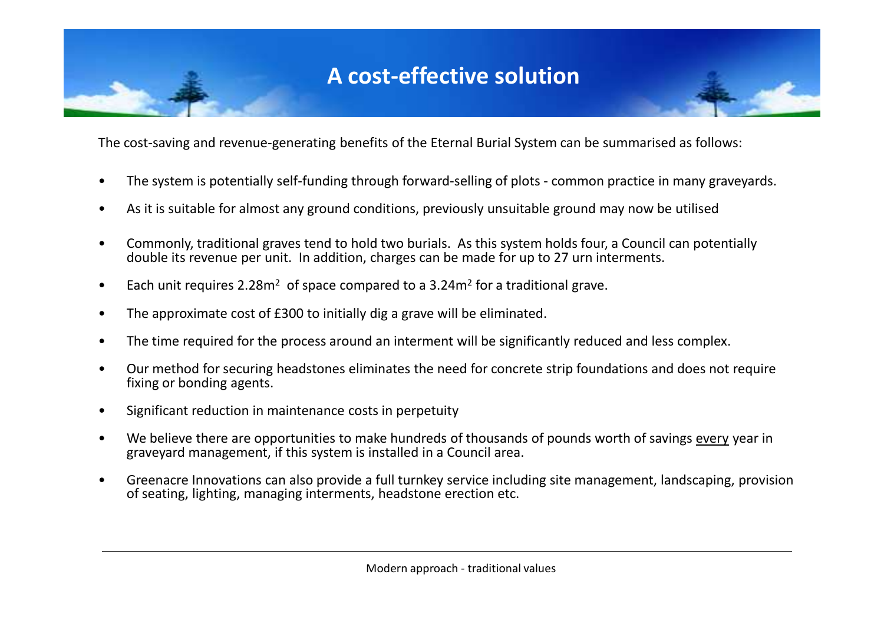# A cost-effective solution

The cost-saving and revenue-generating benefits of the Eternal Burial System can be summarised as follows:

- The system is potentially self-funding through forward-selling of plots - common practice in many graveyards.
- As it is suitable for almost any ground conditions, previously unsuitable ground may now be utilised
- Commonly, traditional graves tend to hold two burials. As this system holds four, a Council can potentially double its revenue per unit. In addition, charges can be made for up to 27 urn interments.
- Each unit requires 2.28$m^2$ of space compared to a 3.24$m^2$ for a traditional grave.
- The approximate cost of £300 to initially dig a grave will be eliminated.
- The time required for the process around an interment will be significantly reduced and less complex.
- Our method for securing headstones eliminates the need for concrete strip foundations and does not require fixing or bonding agents.
- Significant reduction in maintenance costs in perpetuity
- We believe there are opportunities to make hundreds of thousands of pounds worth of savings every year in graveyard management, if this system is installed in a Council area.
- Greenacre Innovations can also provide a full turnkey service including site management, landscaping, provision of seating, lighting, managing interments, headstone erection etc.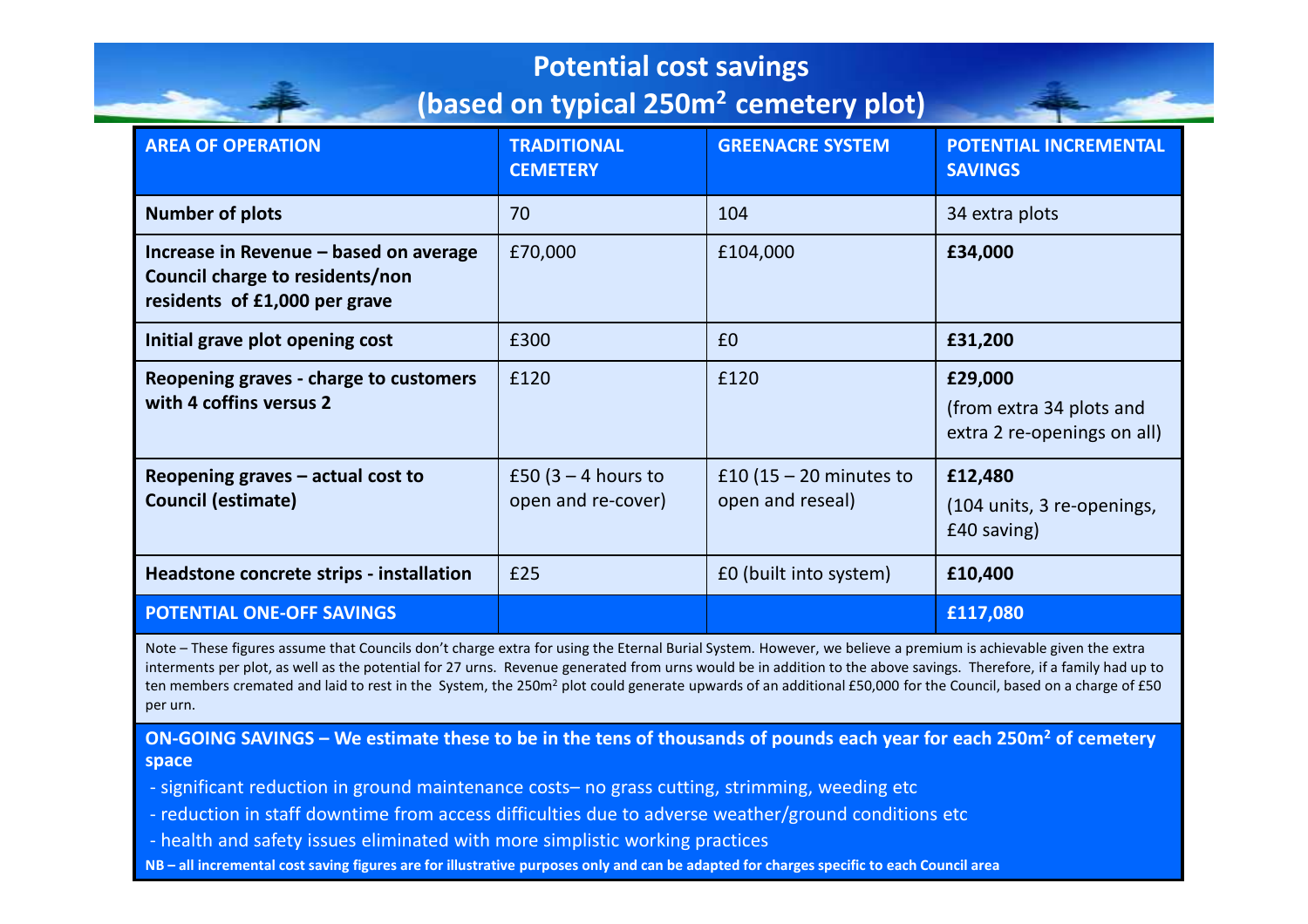# Potential cost savings
## (based on typical 250m$^2$ cemetery plot)

| AREA OF OPERATION | TRADITIONAL CEMETERY | GREENACRE SYSTEM | POTENTIAL INCREMENTAL SAVINGS |
|---|---|---|---|
| **Number of plots** | 70 | 104 | 34 extra plots |
| **Increase in Revenue – based on average Council charge to residents/non residents of £1,000 per grave** | £70,000 | £104,000 | **£34,000** |
| **Initial grave plot opening cost** | £300 | £0 | **£31,200** |
| **Reopening graves - charge to customers with 4 coffins versus 2** | £120 | £120 | **£29,000** (from extra 34 plots and extra 2 re-openings on all) |
| **Reopening graves – actual cost to Council (estimate)** | £50 (3 – 4 hours to open and re-cover) | £10 (15 – 20 minutes to open and reseal) | **£12,480** (104 units, 3 re-openings, £40 saving) |
| **Headstone concrete strips - installation** | £25 | £0 (built into system) | **£10,400** |
| **POTENTIAL ONE-OFF SAVINGS** | | | **£117,080** |

Note – These figures assume that Councils don't charge extra for using the Eternal Burial System. However, we believe a premium is achievable given the extra interments per plot, as well as the potential for 27 urns. Revenue generated from urns would be in addition to the above savings. Therefore, if a family had up to ten members cremated and laid to rest in the System, the 250m$^2$ plot could generate upwards of an additional £50,000 for the Council, based on a charge of £50 per urn.

**ON-GOING SAVINGS – We estimate these to be in the tens of thousands of pounds each year for each 250m$^2$ of cemetery space**

- significant reduction in ground maintenance costs– no grass cutting, strimming, weeding etc
- reduction in staff downtime from access difficulties due to adverse weather/ground conditions etc
- health and safety issues eliminated with more simplistic working practices

**NB – all incremental cost saving figures are for illustrative purposes only and can be adapted for charges specific to each Council area**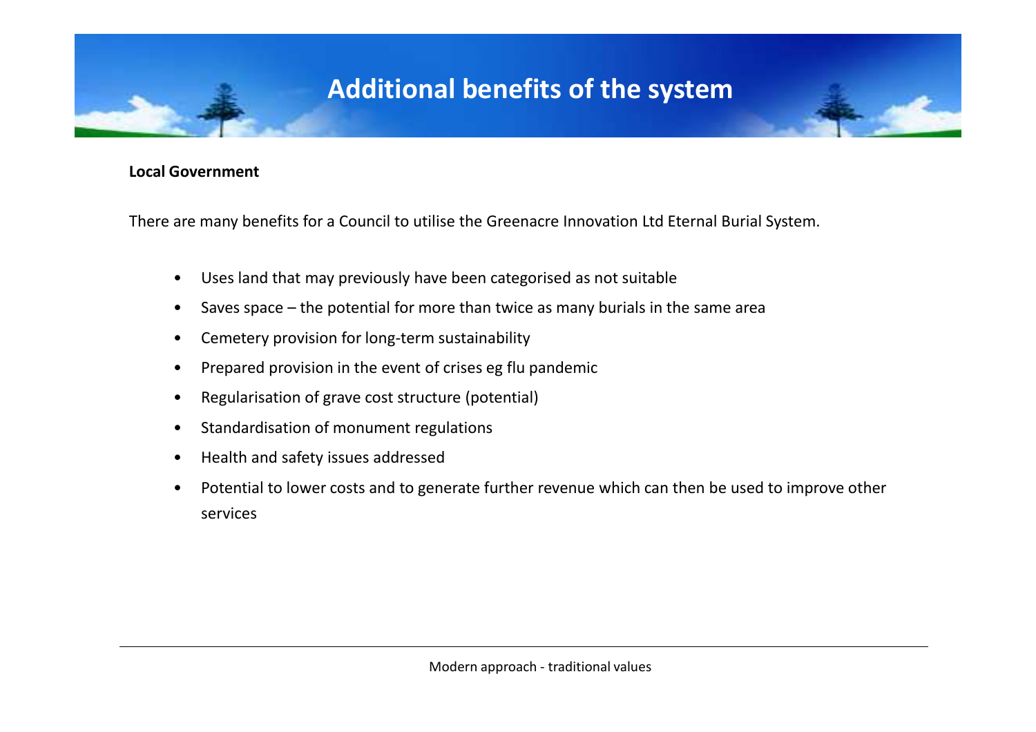# Additional benefits of the system

**Local Government**

There are many benefits for a Council to utilise the Greenacre Innovation Ltd Eternal Burial System.

- Uses land that may previously have been categorised as not suitable
- Saves space – the potential for more than twice as many burials in the same area
- Cemetery provision for long-term sustainability
- Prepared provision in the event of crises eg flu pandemic
- Regularisation of grave cost structure (potential)
- Standardisation of monument regulations
- Health and safety issues addressed
- Potential to lower costs and to generate further revenue which can then be used to improve other services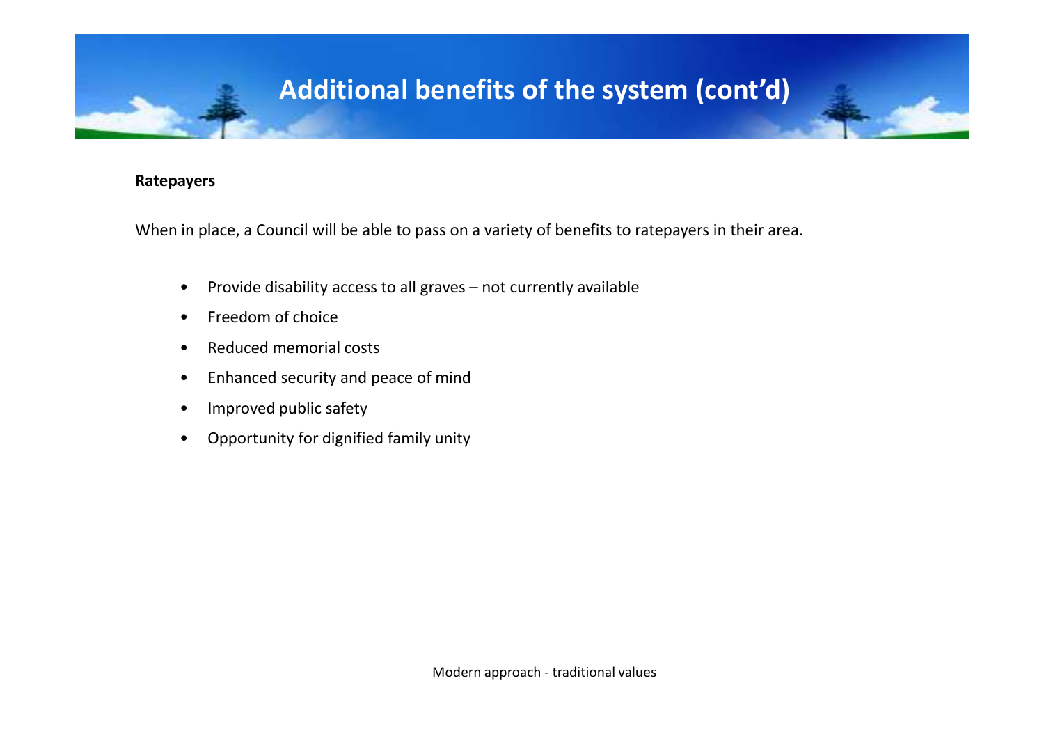# Additional benefits of the system (cont'd)

**Ratepayers**

When in place, a Council will be able to pass on a variety of benefits to ratepayers in their area.

- Provide disability access to all graves – not currently available
- Freedom of choice
- Reduced memorial costs
- Enhanced security and peace of mind
- Improved public safety
- Opportunity for dignified family unity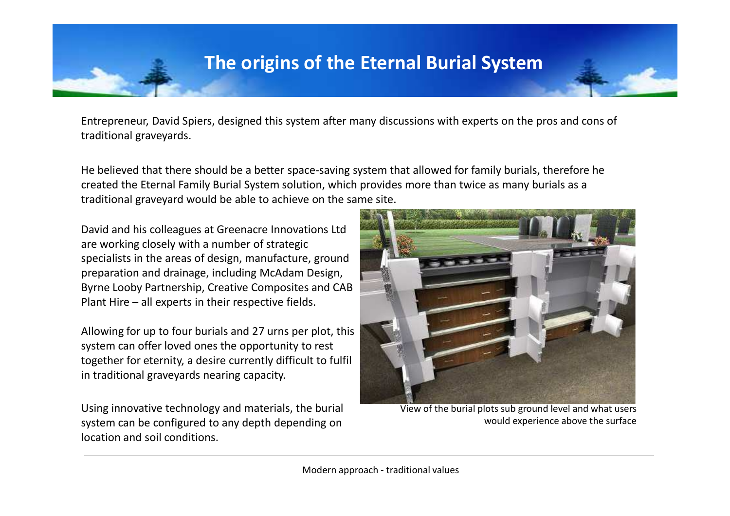# The origins of the Eternal Burial System

Entrepreneur, David Spiers, designed this system after many discussions with experts on the pros and cons of traditional graveyards.

He believed that there should be a better space-saving system that allowed for family burials, therefore he created the Eternal Family Burial System solution, which provides more than twice as many burials as a traditional graveyard would be able to achieve on the same site.

David and his colleagues at Greenacre Innovations Ltd are working closely with a number of strategic specialists in the areas of design, manufacture, ground preparation and drainage, including McAdam Design, Byrne Looby Partnership, Creative Composites and CAB Plant Hire – all experts in their respective fields.

Allowing for up to four burials and 27 urns per plot, this system can offer loved ones the opportunity to rest together for eternity, a desire currently difficult to fulfil in traditional graveyards nearing capacity.

Using innovative technology and materials, the burial system can be configured to any depth depending on location and soil conditions.

View of the burial plots sub ground level and what users would experience above the surface

Modern approach - traditional values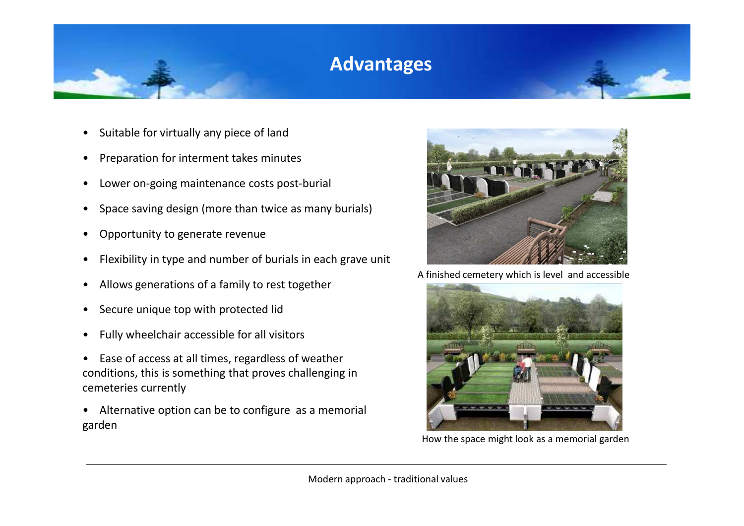# Advantages

- Suitable for virtually any piece of land
- Preparation for interment takes minutes
- Lower on-going maintenance costs post-burial
- Space saving design (more than twice as many burials)
- Opportunity to generate revenue
- Flexibility in type and number of burials in each grave unit
- Allows generations of a family to rest together
- Secure unique top with protected lid
- Fully wheelchair accessible for all visitors
- Ease of access at all times, regardless of weather conditions, this is something that proves challenging in cemeteries currently
- Alternative option can be to configure as a memorial garden

A finished cemetery which is level and accessible

How the space might look as a memorial garden

Modern approach - traditional values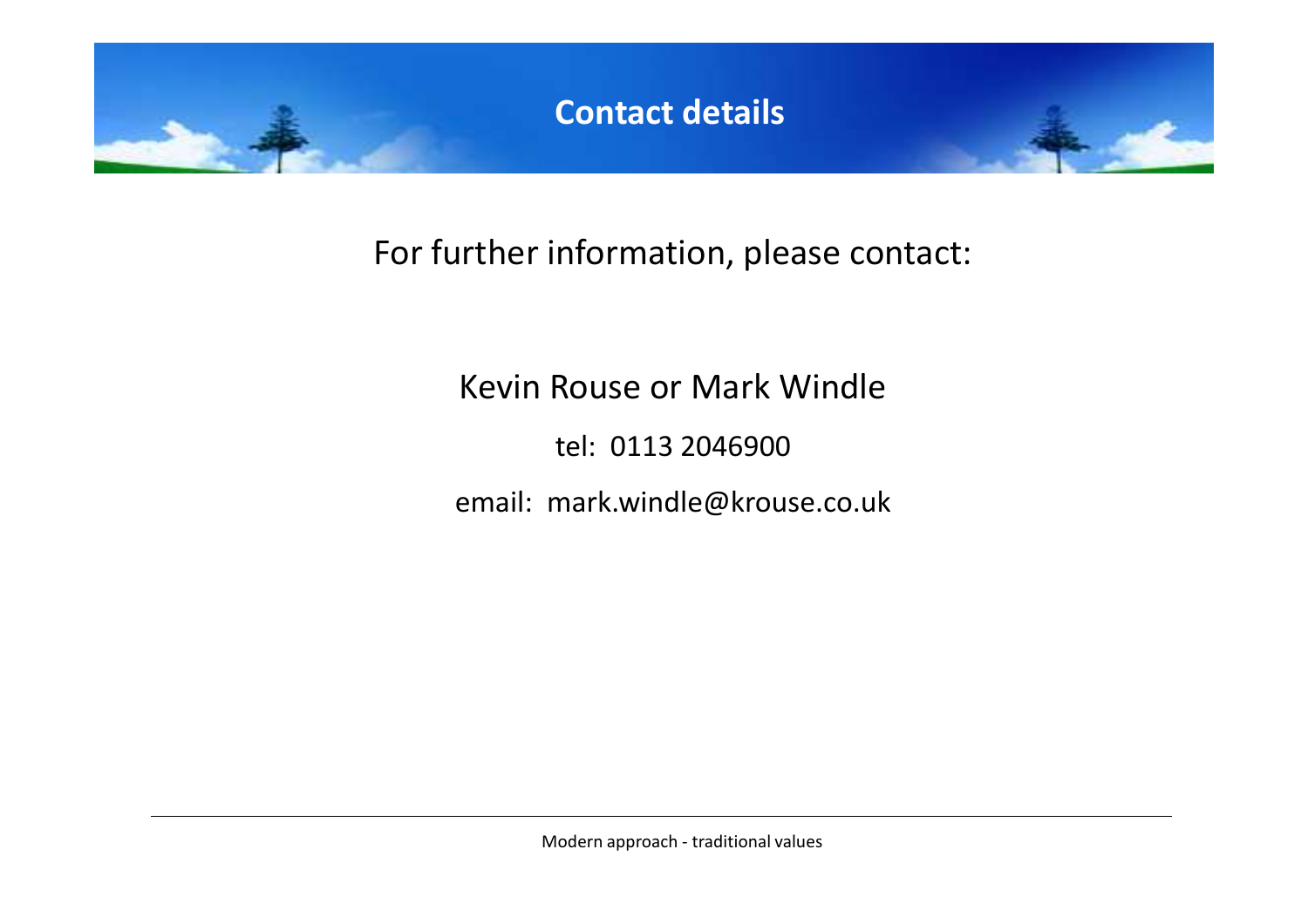# Contact details

For further information, please contact:

Kevin Rouse or Mark Windle

tel: 0113 2046900

email: mark.windle@krouse.co.uk

Modern approach - traditional values